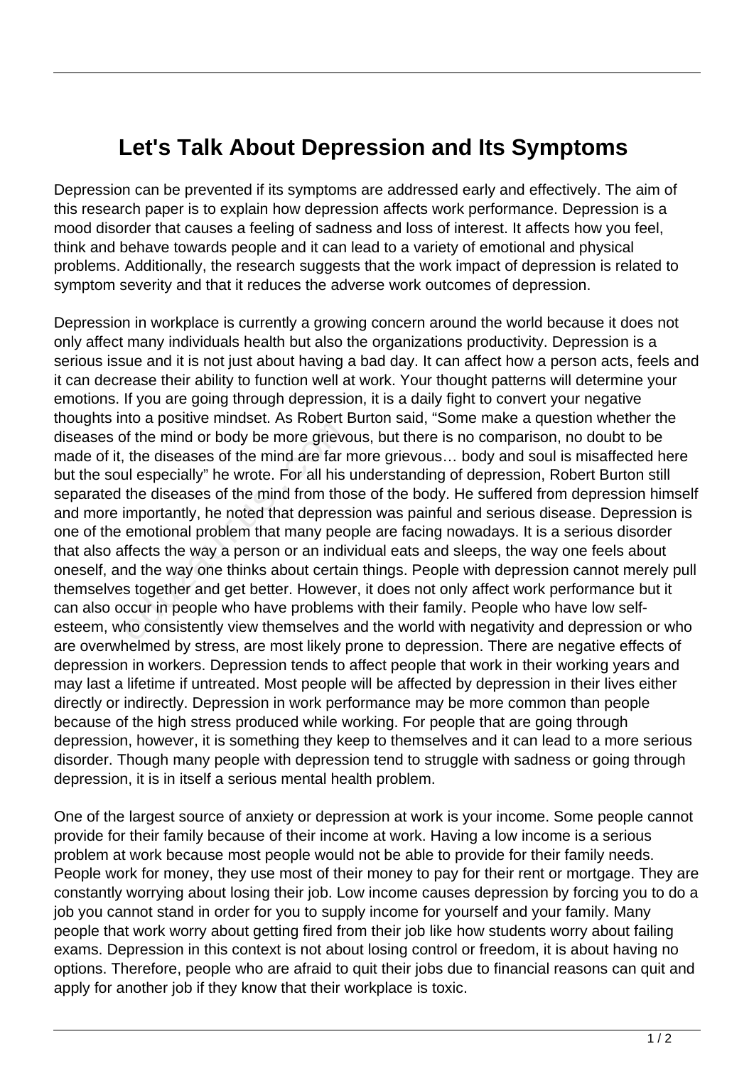# Let's Talk About Depression and Its Symptoms

Depression can be prevented if its symptoms are addressed early and effectively. The aim of this research paper is to explain how depression affects work performance. Depression is a mood disorder that causes a feeling of sadness and loss of interest. It affects how you feel, think and behave towards people and it can lead to a variety of emotional and physical problems. Additionally, the research suggests that the work impact of depression is related to symptom severity and that it reduces the adverse work outcomes of depression.

Depression in workplace is currently a growing concern around the world because it does not only affect many individuals health but also the organizations productivity. Depression is a serious issue and it is not just about having a bad day. It can affect how a person acts, feels and it can decrease their ability to function well at work. Your thought patterns will determine your emotions. If you are going through depression, it is a daily fight to convert your negative thoughts into a positive mindset. As Robert Burton said, "Some make a question whether the diseases of the mind or body be more grievous, but there is no comparison, no doubt to be made of it, the diseases of the mind are far more grievous… body and soul is misaffected here but the soul especially" he wrote. For all his understanding of depression, Robert Burton still separated the diseases of the mind from those of the body. He suffered from depression himself and more importantly, he noted that depression was painful and serious disease. Depression is one of the emotional problem that many people are facing nowadays. It is a serious disorder that also affects the way a person or an individual eats and sleeps, the way one feels about oneself, and the way one thinks about certain things. People with depression cannot merely pull themselves together and get better. However, it does not only affect work performance but it can also occur in people who have problems with their family. People who have low self-esteem, who consistently view themselves and the world with negativity and depression or who are overwhelmed by stress, are most likely prone to depression. There are negative effects of depression in workers. Depression tends to affect people that work in their working years and may last a lifetime if untreated. Most people will be affected by depression in their lives either directly or indirectly. Depression in work performance may be more common than people because of the high stress produced while working. For people that are going through depression, however, it is something they keep to themselves and it can lead to a more serious disorder. Though many people with depression tend to struggle with sadness or going through depression, it is in itself a serious mental health problem.

One of the largest source of anxiety or depression at work is your income. Some people cannot provide for their family because of their income at work. Having a low income is a serious problem at work because most people would not be able to provide for their family needs. People work for money, they use most of their money to pay for their rent or mortgage. They are constantly worrying about losing their job. Low income causes depression by forcing you to do a job you cannot stand in order for you to supply income for yourself and your family. Many people that work worry about getting fired from their job like how students worry about failing exams. Depression in this context is not about losing control or freedom, it is about having no options. Therefore, people who are afraid to quit their jobs due to financial reasons can quit and apply for another job if they know that their workplace is toxic.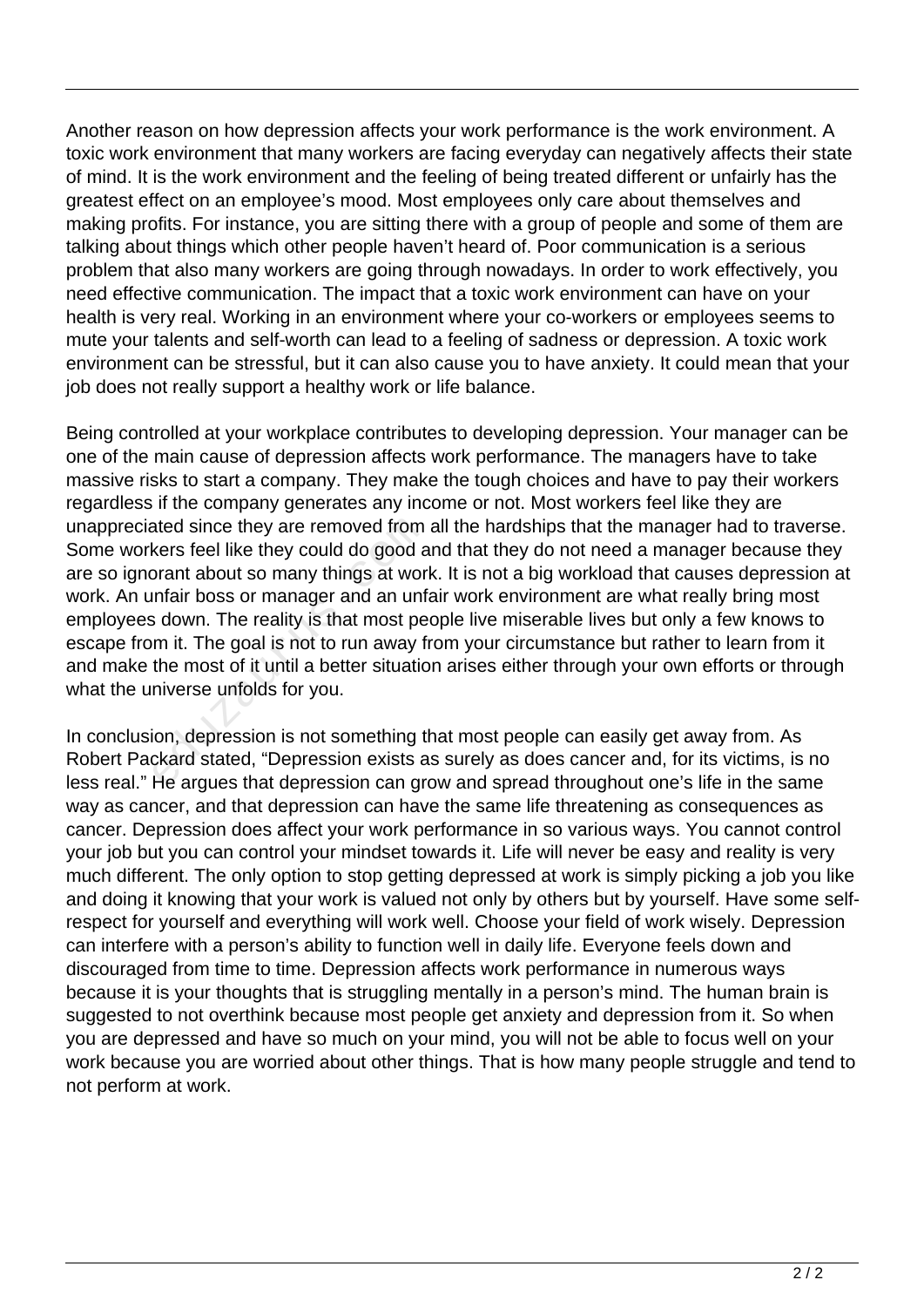Another reason on how depression affects your work performance is the work environment. A toxic work environment that many workers are facing everyday can negatively affects their state of mind. It is the work environment and the feeling of being treated different or unfairly has the greatest effect on an employee's mood. Most employees only care about themselves and making profits. For instance, you are sitting there with a group of people and some of them are talking about things which other people haven't heard of. Poor communication is a serious problem that also many workers are going through nowadays. In order to work effectively, you need effective communication. The impact that a toxic work environment can have on your health is very real. Working in an environment where your co-workers or employees seems to mute your talents and self-worth can lead to a feeling of sadness or depression. A toxic work environment can be stressful, but it can also cause you to have anxiety. It could mean that your job does not really support a healthy work or life balance.

Being controlled at your workplace contributes to developing depression. Your manager can be one of the main cause of depression affects work performance. The managers have to take massive risks to start a company. They make the tough choices and have to pay their workers regardless if the company generates any income or not. Most workers feel like they are unappreciated since they are removed from all the hardships that the manager had to traverse. Some workers feel like they could do good and that they do not need a manager because they are so ignorant about so many things at work. It is not a big workload that causes depression at work. An unfair boss or manager and an unfair work environment are what really bring most employees down. The reality is that most people live miserable lives but only a few knows to escape from it. The goal is not to run away from your circumstance but rather to learn from it and make the most of it until a better situation arises either through your own efforts or through what the universe unfolds for you.

In conclusion, depression is not something that most people can easily get away from. As Robert Packard stated, "Depression exists as surely as does cancer and, for its victims, is no less real." He argues that depression can grow and spread throughout one's life in the same way as cancer, and that depression can have the same life threatening as consequences as cancer. Depression does affect your work performance in so various ways. You cannot control your job but you can control your mindset towards it. Life will never be easy and reality is very much different. The only option to stop getting depressed at work is simply picking a job you like and doing it knowing that your work is valued not only by others but by yourself. Have some self-respect for yourself and everything will work well. Choose your field of work wisely. Depression can interfere with a person's ability to function well in daily life. Everyone feels down and discouraged from time to time. Depression affects work performance in numerous ways because it is your thoughts that is struggling mentally in a person's mind. The human brain is suggested to not overthink because most people get anxiety and depression from it. So when you are depressed and have so much on your mind, you will not be able to focus well on your work because you are worried about other things. That is how many people struggle and tend to not perform at work.